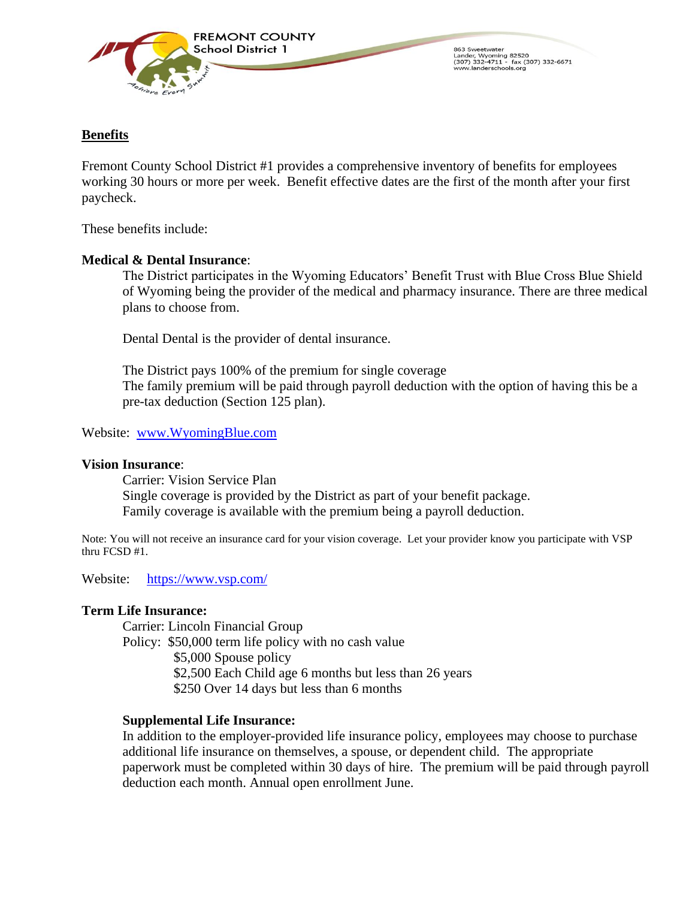FREMONT COUNTY
School District 1

863 Sweetwater
Lander, Wyoming 82520
(307) 332-4711 - fax (307) 332-6671
www.landerschools.org

## Benefits

Fremont County School District #1 provides a comprehensive inventory of benefits for employees working 30 hours or more per week. Benefit effective dates are the first of the month after your first paycheck.

These benefits include:

**Medical & Dental Insurance**:

The District participates in the Wyoming Educators' Benefit Trust with Blue Cross Blue Shield of Wyoming being the provider of the medical and pharmacy insurance. There are three medical plans to choose from.

Dental Dental is the provider of dental insurance.

The District pays 100% of the premium for single coverage
The family premium will be paid through payroll deduction with the option of having this be a pre-tax deduction (Section 125 plan).

Website: [www.WyomingBlue.com](http://www.WyomingBlue.com)

**Vision Insurance**:

Carrier: Vision Service Plan
Single coverage is provided by the District as part of your benefit package.
Family coverage is available with the premium being a payroll deduction.

Note: You will not receive an insurance card for your vision coverage. Let your provider know you participate with VSP thru FCSD #1.

Website: [https://www.vsp.com/](https://www.vsp.com/)

**Term Life Insurance:**

Carrier: Lincoln Financial Group
Policy: $50,000 term life policy with no cash value
$5,000 Spouse policy
$2,500 Each Child age 6 months but less than 26 years
$250 Over 14 days but less than 6 months

**Supplemental Life Insurance:**

In addition to the employer-provided life insurance policy, employees may choose to purchase additional life insurance on themselves, a spouse, or dependent child. The appropriate paperwork must be completed within 30 days of hire. The premium will be paid through payroll deduction each month. Annual open enrollment June.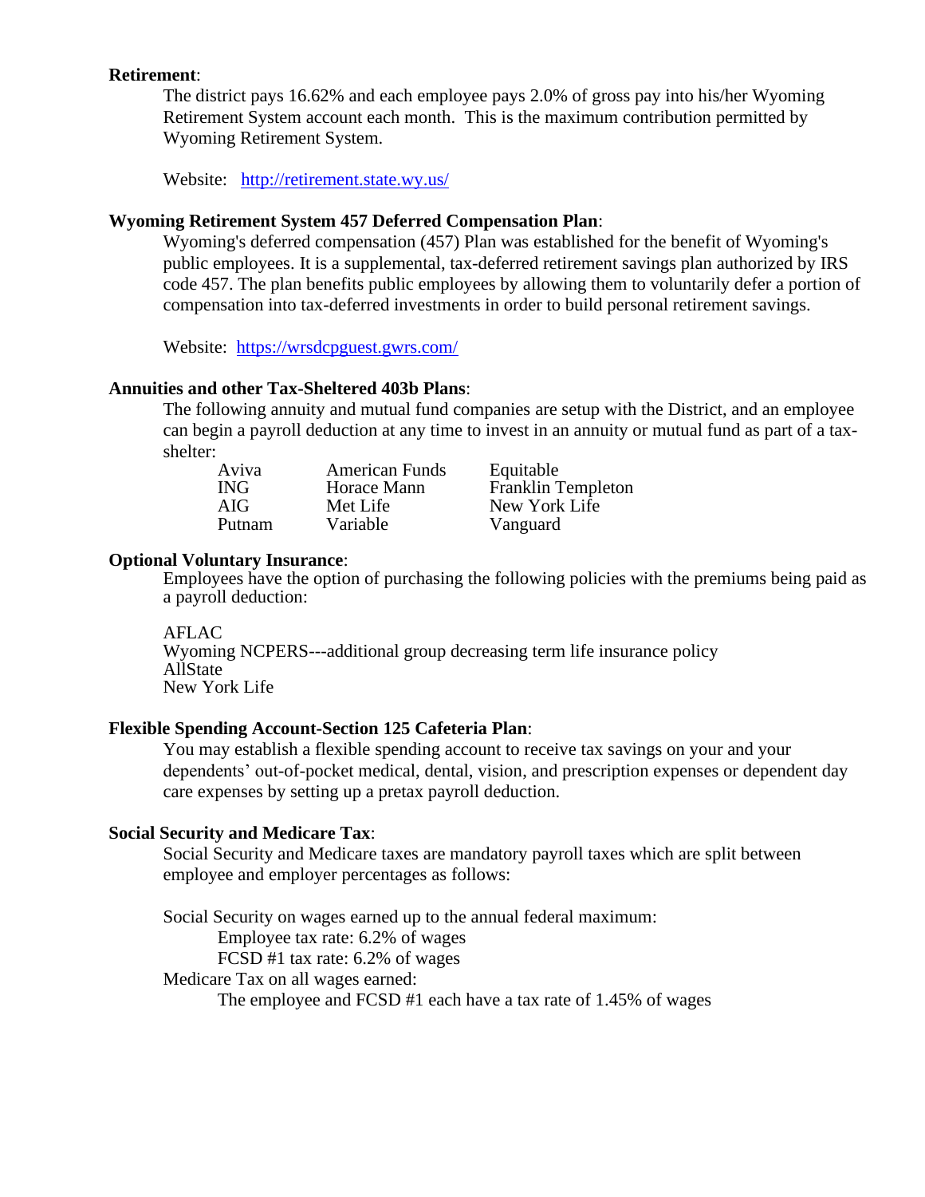**Retirement**:

The district pays 16.62% and each employee pays 2.0% of gross pay into his/her Wyoming Retirement System account each month. This is the maximum contribution permitted by Wyoming Retirement System.

Website: [http://retirement.state.wy.us/](http://retirement.state.wy.us/)

**Wyoming Retirement System 457 Deferred Compensation Plan**:

Wyoming's deferred compensation (457) Plan was established for the benefit of Wyoming's public employees. It is a supplemental, tax-deferred retirement savings plan authorized by IRS code 457. The plan benefits public employees by allowing them to voluntarily defer a portion of compensation into tax-deferred investments in order to build personal retirement savings.

Website: [https://wrsdcpguest.gwrs.com/](https://wrsdcpguest.gwrs.com/)

**Annuities and other Tax-Sheltered 403b Plans**:

The following annuity and mutual fund companies are setup with the District, and an employee can begin a payroll deduction at any time to invest in an annuity or mutual fund as part of a tax-shelter:

| | | |
|---|---|---|
| Aviva | American Funds | Equitable |
| ING | Horace Mann | Franklin Templeton |
| AIG | Met Life | New York Life |
| Putnam | Variable | Vanguard |

**Optional Voluntary Insurance**:

Employees have the option of purchasing the following policies with the premiums being paid as a payroll deduction:

AFLAC
Wyoming NCPERS---additional group decreasing term life insurance policy
AllState
New York Life

**Flexible Spending Account-Section 125 Cafeteria Plan**:

You may establish a flexible spending account to receive tax savings on your and your dependents' out-of-pocket medical, dental, vision, and prescription expenses or dependent day care expenses by setting up a pretax payroll deduction.

**Social Security and Medicare Tax**:

Social Security and Medicare taxes are mandatory payroll taxes which are split between employee and employer percentages as follows:

Social Security on wages earned up to the annual federal maximum:
- Employee tax rate: 6.2% of wages
- FCSD #1 tax rate: 6.2% of wages

Medicare Tax on all wages earned:
- The employee and FCSD #1 each have a tax rate of 1.45% of wages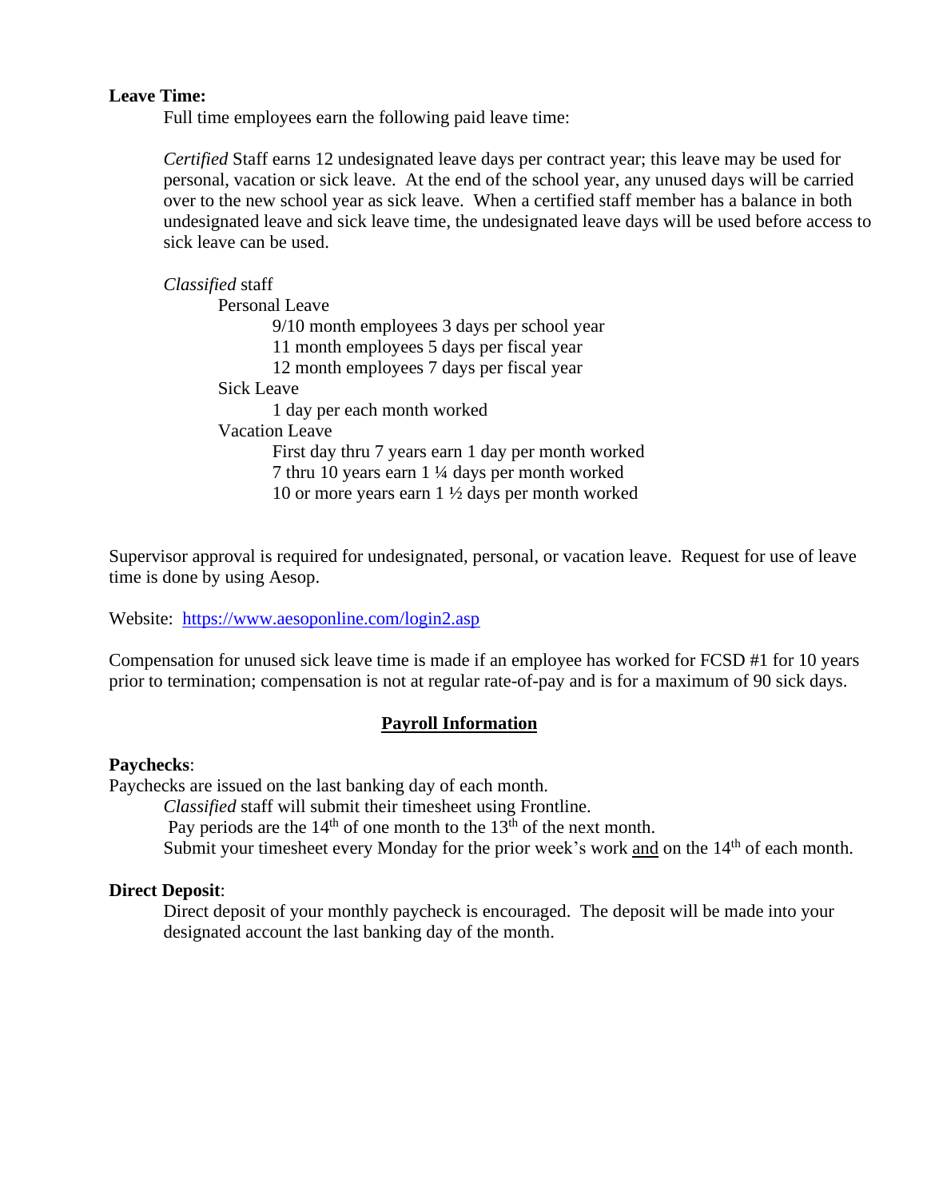**Leave Time:**

Full time employees earn the following paid leave time:

*Certified* Staff earns 12 undesignated leave days per contract year; this leave may be used for personal, vacation or sick leave. At the end of the school year, any unused days will be carried over to the new school year as sick leave. When a certified staff member has a balance in both undesignated leave and sick leave time, the undesignated leave days will be used before access to sick leave can be used.

*Classified* staff

- Personal Leave
  - 9/10 month employees 3 days per school year
  - 11 month employees 5 days per fiscal year
  - 12 month employees 7 days per fiscal year
- Sick Leave
  - 1 day per each month worked
- Vacation Leave
  - First day thru 7 years earn 1 day per month worked
  - 7 thru 10 years earn 1 ¼ days per month worked
  - 10 or more years earn 1 ½ days per month worked

Supervisor approval is required for undesignated, personal, or vacation leave. Request for use of leave time is done by using Aesop.

Website: https://www.aesoponline.com/login2.asp

Compensation for unused sick leave time is made if an employee has worked for FCSD #1 for 10 years prior to termination; compensation is not at regular rate-of-pay and is for a maximum of 90 sick days.

## Payroll Information

**Paychecks**:

Paychecks are issued on the last banking day of each month.

*Classified* staff will submit their timesheet using Frontline.

Pay periods are the 14th of one month to the 13th of the next month.

Submit your timesheet every Monday for the prior week's work and on the 14th of each month.

**Direct Deposit**:

Direct deposit of your monthly paycheck is encouraged. The deposit will be made into your designated account the last banking day of the month.